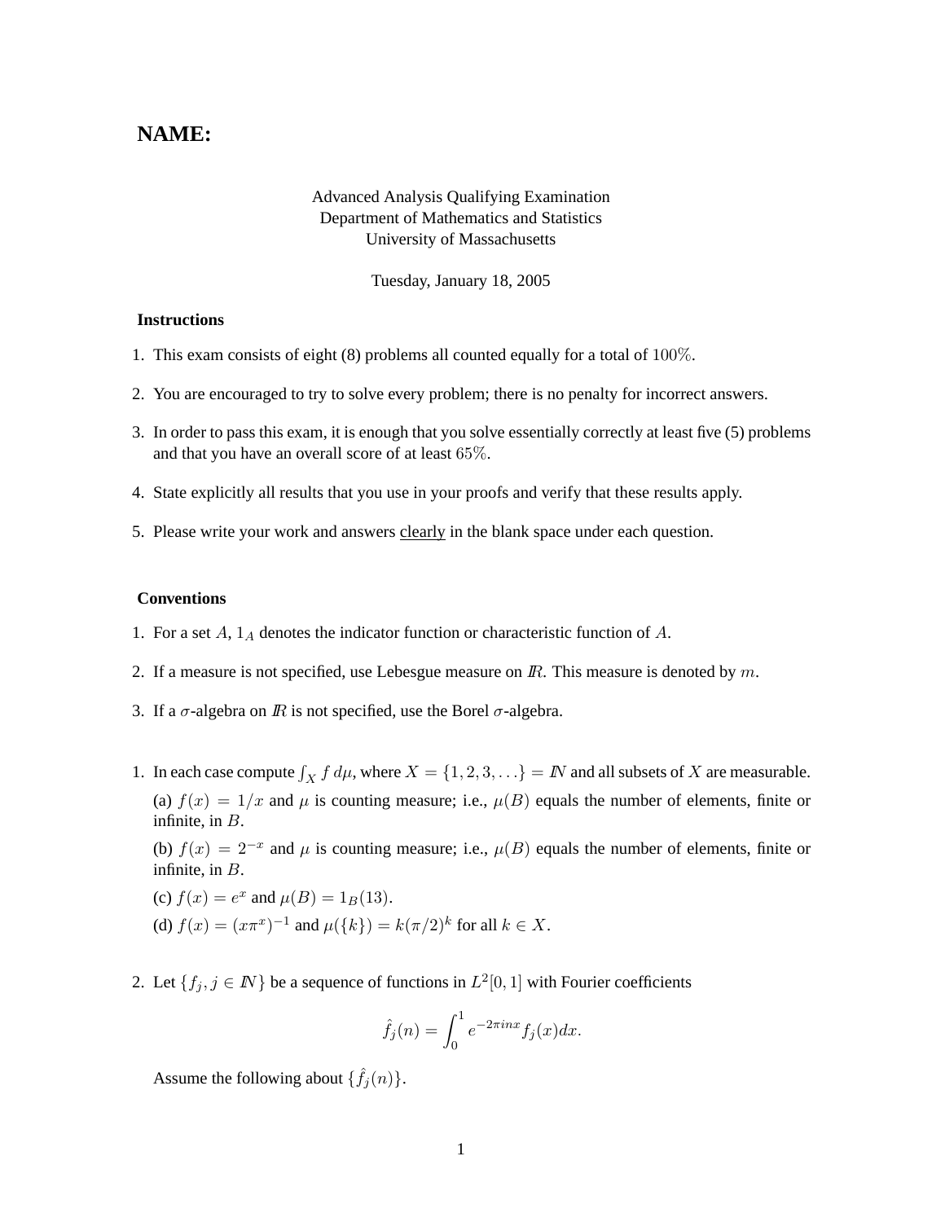# NAME:

Advanced Analysis Qualifying Examination
Department of Mathematics and Statistics
University of Massachusetts

Tuesday, January 18, 2005

### Instructions

1. This exam consists of eight (8) problems all counted equally for a total of $100\%$.
2. You are encouraged to try to solve every problem; there is no penalty for incorrect answers.
3. In order to pass this exam, it is enough that you solve essentially correctly at least five (5) problems and that you have an overall score of at least $65\%$.
4. State explicitly all results that you use in your proofs and verify that these results apply.
5. Please write your work and answers clearly in the blank space under each question.

### Conventions

1. For a set $A$, $1_A$ denotes the indicator function or characteristic function of $A$.
2. If a measure is not specified, use Lebesgue measure on $\mathbb{R}$. This measure is denoted by $m$.
3. If a $\sigma$-algebra on $\mathbb{R}$ is not specified, use the Borel $\sigma$-algebra.

1. In each case compute $\int_X f\, d\mu$, where $X = \{1, 2, 3, \ldots\} = \mathbb{N}$ and all subsets of $X$ are measurable.

   (a) $f(x) = 1/x$ and $\mu$ is counting measure; i.e., $\mu(B)$ equals the number of elements, finite or infinite, in $B$.

   (b) $f(x) = 2^{-x}$ and $\mu$ is counting measure; i.e., $\mu(B)$ equals the number of elements, finite or infinite, in $B$.

   (c) $f(x) = e^x$ and $\mu(B) = 1_B(13)$.

   (d) $f(x) = (x\pi^x)^{-1}$ and $\mu(\{k\}) = k(\pi/2)^k$ for all $k \in X$.

2. Let $\{f_j, j \in \mathbb{N}\}$ be a sequence of functions in $L^2[0,1]$ with Fourier coefficients

$$\hat{f}_j(n) = \int_0^1 e^{-2\pi i n x} f_j(x) dx.$$

   Assume the following about $\{\hat{f}_j(n)\}$.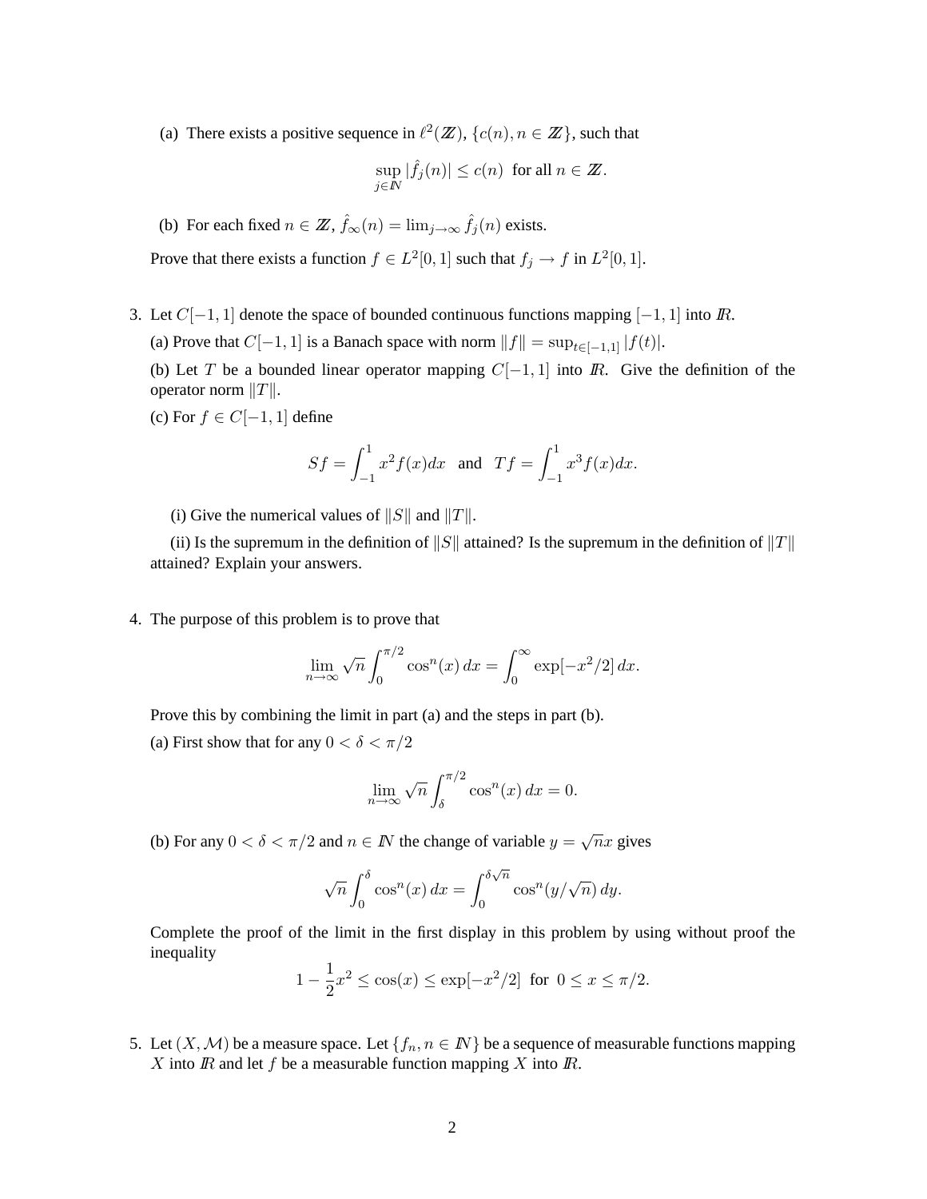(a) There exists a positive sequence in $\ell^2(\mathbb{Z})$, $\{c(n), n \in \mathbb{Z}\}$, such that

$$\sup_{j \in \mathbb{N}} |\hat{f}_j(n)| \le c(n) \text{ for all } n \in \mathbb{Z}.$$

(b) For each fixed $n \in \mathbb{Z}$, $\hat{f}_\infty(n) = \lim_{j\to\infty} \hat{f}_j(n)$ exists.

Prove that there exists a function $f \in L^2[0,1]$ such that $f_j \to f$ in $L^2[0,1]$.

3. Let $C[-1,1]$ denote the space of bounded continuous functions mapping $[-1,1]$ into $\mathbb{R}$.

   (a) Prove that $C[-1,1]$ is a Banach space with norm $\|f\| = \sup_{t\in[-1,1]} |f(t)|$.

   (b) Let $T$ be a bounded linear operator mapping $C[-1,1]$ into $\mathbb{R}$. Give the definition of the operator norm $\|T\|$.

   (c) For $f \in C[-1,1]$ define

   $$Sf = \int_{-1}^{1} x^2 f(x)dx \quad \text{and} \quad Tf = \int_{-1}^{1} x^3 f(x)dx.$$

   (i) Give the numerical values of $\|S\|$ and $\|T\|$.

   (ii) Is the supremum in the definition of $\|S\|$ attained? Is the supremum in the definition of $\|T\|$ attained? Explain your answers.

4. The purpose of this problem is to prove that

   $$\lim_{n\to\infty} \sqrt{n} \int_0^{\pi/2} \cos^n(x)\, dx = \int_0^\infty \exp[-x^2/2]\, dx.$$

   Prove this by combining the limit in part (a) and the steps in part (b).

   (a) First show that for any $0 < \delta < \pi/2$

   $$\lim_{n\to\infty} \sqrt{n} \int_\delta^{\pi/2} \cos^n(x)\, dx = 0.$$

   (b) For any $0 < \delta < \pi/2$ and $n \in \mathbb{N}$ the change of variable $y = \sqrt{n}x$ gives

   $$\sqrt{n} \int_0^\delta \cos^n(x)\, dx = \int_0^{\delta\sqrt{n}} \cos^n(y/\sqrt{n})\, dy.$$

   Complete the proof of the limit in the first display in this problem by using without proof the inequality

   $$1 - \frac{1}{2}x^2 \le \cos(x) \le \exp[-x^2/2] \text{ for } 0 \le x \le \pi/2.$$

5. Let $(X, \mathcal{M})$ be a measure space. Let $\{f_n, n \in \mathbb{N}\}$ be a sequence of measurable functions mapping $X$ into $\mathbb{R}$ and let $f$ be a measurable function mapping $X$ into $\mathbb{R}$.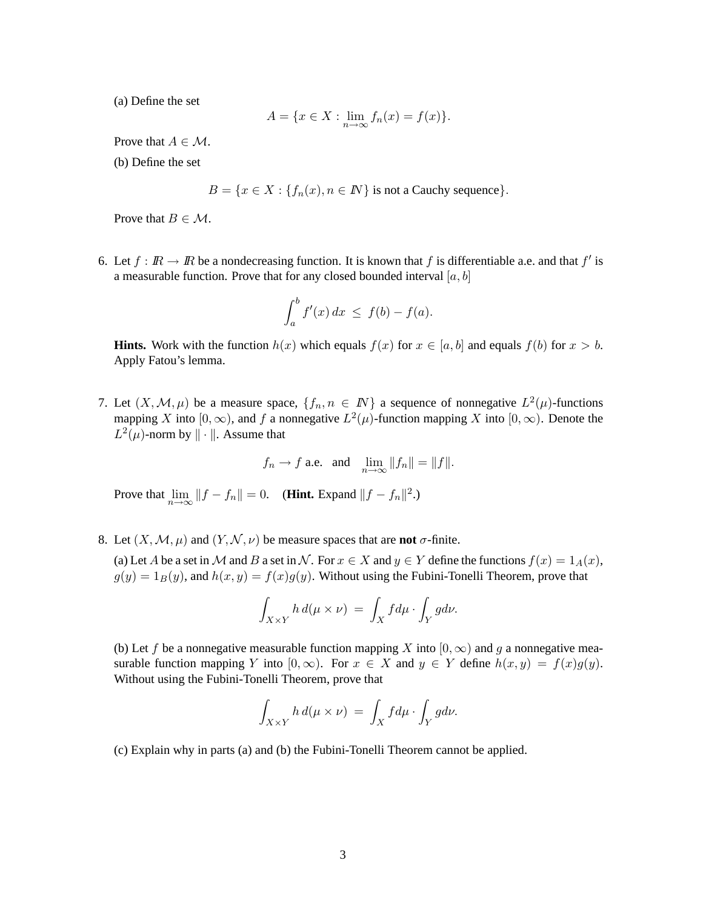(a) Define the set

$$A = \{x \in X : \lim_{n\to\infty} f_n(x) = f(x)\}.$$

Prove that $A \in \mathcal{M}$.

(b) Define the set

$$B = \{x \in X : \{f_n(x), n \in I\!N\} \text{ is not a Cauchy sequence}\}.$$

Prove that $B \in \mathcal{M}$.

6. Let $f : I\!R \to I\!R$ be a nondecreasing function. It is known that $f$ is differentiable a.e. and that $f'$ is a measurable function. Prove that for any closed bounded interval $[a, b]$

$$\int_a^b f'(x)\, dx \ \leq \ f(b) - f(a).$$

**Hints.** Work with the function $h(x)$ which equals $f(x)$ for $x \in [a, b]$ and equals $f(b)$ for $x > b$. Apply Fatou's lemma.

7. Let $(X, \mathcal{M}, \mu)$ be a measure space, $\{f_n, n \in I\!N\}$ a sequence of nonnegative $L^2(\mu)$-functions mapping $X$ into $[0, \infty)$, and $f$ a nonnegative $L^2(\mu)$-function mapping $X$ into $[0, \infty)$. Denote the $L^2(\mu)$-norm by $\|\cdot\|$. Assume that

$$f_n \to f \text{ a.e.} \quad \text{and} \quad \lim_{n\to\infty} \|f_n\| = \|f\|.$$

Prove that $\lim_{n\to\infty} \|f - f_n\| = 0$. **(Hint.** Expand $\|f - f_n\|^2$.)

8. Let $(X, \mathcal{M}, \mu)$ and $(Y, \mathcal{N}, \nu)$ be measure spaces that are **not** $\sigma$-finite.

(a) Let $A$ be a set in $\mathcal{M}$ and $B$ a set in $\mathcal{N}$. For $x \in X$ and $y \in Y$ define the functions $f(x) = 1_A(x)$, $g(y) = 1_B(y)$, and $h(x, y) = f(x)g(y)$. Without using the Fubini-Tonelli Theorem, prove that

$$\int_{X\times Y} h\, d(\mu \times \nu) \ = \ \int_X f d\mu \cdot \int_Y g d\nu.$$

(b) Let $f$ be a nonnegative measurable function mapping $X$ into $[0, \infty)$ and $g$ a nonnegative measurable function mapping $Y$ into $[0, \infty)$. For $x \in X$ and $y \in Y$ define $h(x, y) = f(x)g(y)$. Without using the Fubini-Tonelli Theorem, prove that

$$\int_{X\times Y} h\, d(\mu \times \nu) \ = \ \int_X f d\mu \cdot \int_Y g d\nu.$$

(c) Explain why in parts (a) and (b) the Fubini-Tonelli Theorem cannot be applied.